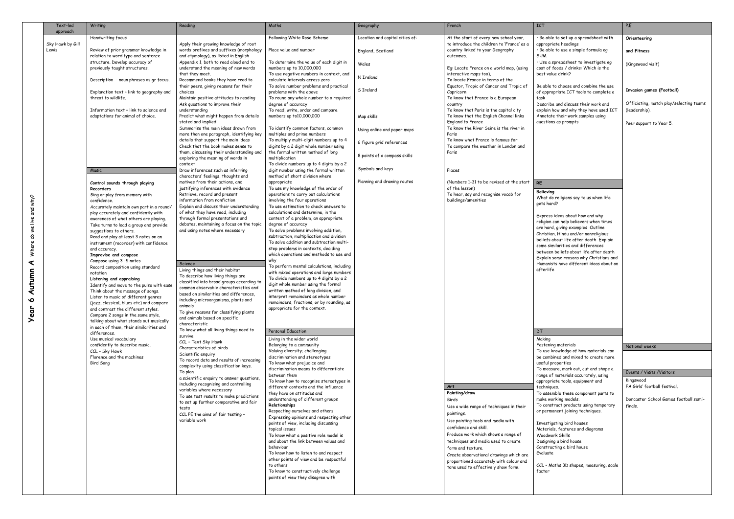# Year 6 Autumn A Where do we live and why?

## Text-led approach

Sky Hawk by Gill Lewis

## Writing

Handwriting focus

Review of prior grammar knowledge in relation to word type and sentence structure. Develop accuracy of previously taught structures.

Description - noun phrases as gr focus.

Explanation text – link to geography and threat to wildlife.

Information text – link to science and adaptations for animal of choice.

## Music

**Control sounds through playing Recorders**

Sing or play from memory with confidence.

Accurately maintain own part in a round/ play accurately and confidently with awareness of what others are playing.

Take turns to lead a group and provide suggestions to others.

Read and play at least 3 notes on an instrument (recorder) with confidence and accuracy.

**Improvise and compose**

Compose using 3 -5 notes

Record composition using standard notation

**Listening and appraising**

Identify and move to the pulse with ease

Think about the message of songs.

Listen to music of different genres (jazz, classical, blues etc) and compare and contrast the different styles.

Compare 2 songs in the same style, talking about what stands out musically in each of them, their similarities and differences.

Use musical vocabulary confidently to describe music.

CCL – Sky Hawk

Florence and the machines

Bird Song

## Reading

Apply their growing knowledge of root words prefixes and suffixes (morphology and etymology), as listed in English Appendix 1, both to read aloud and to understand the meaning of new words that they meet.

Recommend books they have read to their peers, giving reasons for their choices

Maintain positive attitudes to reading

Ask questions to improve their understanding

Predict what might happen from details stated and implied

Summarise the main ideas drawn from more than one paragraph, identifying key details that support the main ideas

Check that the book makes sense to them, discussing their understanding and exploring the meaning of words in context

Draw inferences such as inferring characters' feelings, thoughts and motives from their actions, and justifying inferences with evidence

Retrieve, record and present information from nonfiction

Explain and discuss their understanding of what they have read, including through formal presentations and debates, maintaining a focus on the topic and using notes where necessary

## Science

Living things and their habitat

To describe how living things are classified into broad groups according to common observable characteristics and based on similarities and differences, including microorganisms, plants and animals

To give reasons for classifying plants and animals based on specific characteristic

To know what all living things need to survive

CCL – Text Sky Hawk

Characteristics of birds

Scientific enquiry

To record data and results of increasing complexity using classification keys.

To plan

a scientific enquiry to answer questions, including recognising and controlling variables where necessary

To use test results to make predictions to set up further comparative and fair tests

CCL PE the aims of fair testing – variable work

## Maths

Following White Rose Scheme

Place value and number

To determine the value of each digit in numbers up to 10,000,000

To use negative numbers in context, and calculate intervals across zero

To solve number problems and practical problems with the above

To round any whole number to a required degree of accuracy

To read, write, order and compare numbers up to10,000,000

To identify common factors, common multiples and prime numbers

To multiply multi-digit numbers up to 4 digits by a 2 digit whole number using the formal written method of long multiplication

To divide numbers up to 4 digits by a 2 digit number using the formal written method of short division where appropriate

To use my knowledge of the order of operations to carry out calculations involving the four operations

To use estimation to check answers to calculations and determine, in the context of a problem, an appropriate degree of accuracy

To solve problems involving addition, subtraction, multiplication and division

To solve addition and subtraction multi-step problems in contexts, deciding which operations and methods to use and why

To perform mental calculations, including with mixed operations and large numbers

To divide numbers up to 4 digits by a 2 digit whole number using the formal written method of long division, and interpret remainders as whole number remainders, fractions, or by rounding, as appropriate for the context.

## Personal Education

Living in the wider world

Belonging to a community

Valuing diversity; challenging discrimination and stereotypes

To know what prejudice and discrimination means to differentiate between them

To know how to recognise stereotypes in different contexts and the influence they have on attitudes and understanding of different groups

**Relationships**

Respecting ourselves and others

Expressing opinions and respecting other points of view, including discussing topical issues

To know what a positive role model is and about the link between values and behaviour

To know how to listen to and respect other points of view and be respectful to others

To know to constructively challenge points of view they disagree with

## Geography

Location and capital cities of:

England, Scotland

Wales

N Ireland

S Ireland

Map skills

Using online and paper maps

6 figure grid references

8 points of a compass skills

Symbols and keys

Planning and drawing routes

## French

At the start of every new school year, to introduce the children to 'France' as a country linked to your Geography outcomes.

Eg: Locate France on a world map, (using interactive maps too),

To locate France in terms of the Equator, Tropic of Cancer and Tropic of Capricorn

To know that France is a European country

To know that Paris is the capital city

To know that the English Channel links England to France

To know the River Seine is the river in Paris

To know what France is famous for

To compare the weather in London and Paris

Places

(Numbers 1-31 to be revised at the start of the lesson)

To hear, say and recognise vocab for buildings/amenities

## Art

**Painting/draw**

Birds

Use a wide range of techniques in their paintings.

Use painting tools and media with confidence and skill.

Produce work which shows a range of techniques and media used to create form and texture.

Create observational drawings which are proportioned accurately with colour and tone used to effectively show form.

## ICT

- Be able to set up a spreadsheet with appropriate headings
- Be able to use a simple formula eg SUM
- Use a spreadsheet to investigate eg cost of foods / drinks: Which is the best value drink?

Be able to choose and combine the use of appropriate ICT tools to complete a task

Describe and discuss their work and explain how and why they have used ICT

Annotate their work samples using questions as prompts

## RE

**Believing**

What do religions say to us when life gets hard?

Express ideas about how and why religion can help believers when times are hard, giving examples Outline Christian, Hindu and/or nonreligious beliefs about life after death Explain some similarities and differences between beliefs about life after death Explain some reasons why Christians and Humanists have different ideas about an afterlife

## DT

Making

Fastening materials

To use knowledge of how materials can be combined and mixed to create more useful properties

To measure, mark out, cut and shape a range of materials accurately, using appropriate tools, equipment and techniques.

To assemble these component parts to make working models.

To construct products using temporary or permanent joining techniques.

Investigating bird houses

Materials, features and diagrams

Woodwork Skills

Designing a bird house

Constructing a bird house

Evaluate

CCL – Maths 3D shapes, measuring, scale factor

## P.E

**Orienteering**

**and Fitness**

(Kingswood visit)

**Invasion games (Football)**

Officiating, match play/selecting teams (leadership).

Peer support to Year 5.

## National weeks

## Events / Visits /Visitors

Kingswood

FA Girls' football festival.

Doncaster School Games football semi-finals.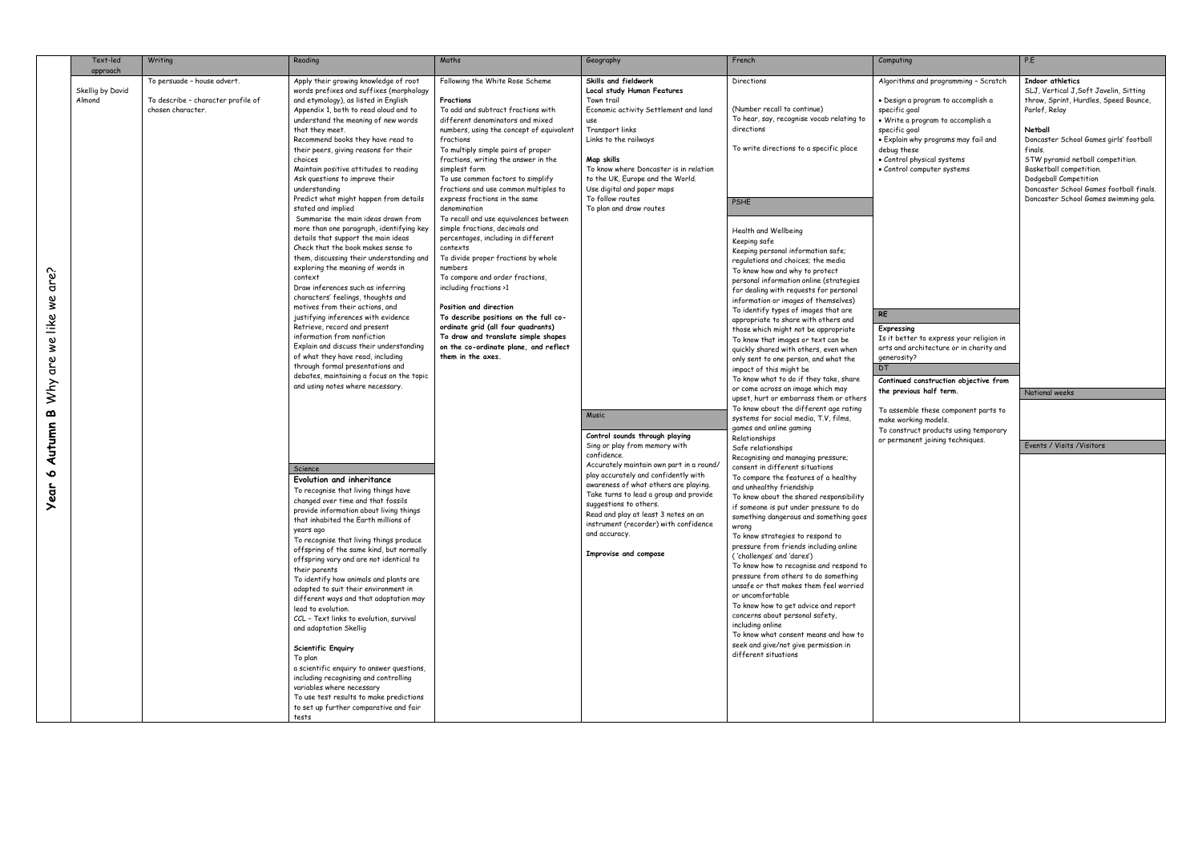# Year 6 Autumn B Why are we like we are?

| Text-led approach | Writing | Reading | Maths | Geography | French | Computing | P.E |
|---|---|---|---|---|---|---|---|
| Skellig by David Almond | To persuade – house advert.<br><br>To describe – character profile of chosen character. | Apply their growing knowledge of root words prefixes and suffixes (morphology and etymology), as listed in English Appendix 1, both to read aloud and to understand the meaning of new words that they meet.<br>Recommend books they have read to their peers, giving reasons for their choices<br>Maintain positive attitudes to reading<br>Ask questions to improve their understanding<br>Predict what might happen from details stated and implied<br>Summarise the main ideas drawn from more than one paragraph, identifying key details that support the main ideas<br>Check that the book makes sense to them, discussing their understanding and exploring the meaning of words in context<br>Draw inferences such as inferring characters' feelings, thoughts and motives from their actions, and justifying inferences with evidence<br>Retrieve, record and present information from nonfiction<br>Explain and discuss their understanding of what they have read, including through formal presentations and debates, maintaining a focus on the topic and using notes where necessary. | Following the White Rose Scheme<br><br>**Fractions**<br>To add and subtract fractions with different denominators and mixed numbers, using the concept of equivalent fractions<br>To multiply simple pairs of proper fractions, writing the answer in the simplest form<br>To use common factors to simplify fractions and use common multiples to express fractions in the same denomination<br>To recall and use equivalences between simple fractions, decimals and percentages, including in different contexts<br>To divide proper fractions by whole numbers<br>To compare and order fractions, including fractions >1<br><br>**Position and direction**<br>**To describe positions on the full co-ordinate grid (all four quadrants)**<br>**To draw and translate simple shapes on the co-ordinate plane, and reflect them in the axes.** | **Skills and fieldwork**<br>**Local study Human Features**<br>Town trail<br>Economic activity Settlement and land use<br>Transport links<br>Links to the railways<br><br>**Map skills**<br>To know where Doncaster is in relation to the UK, Europe and the World.<br>Use digital and paper maps<br>To follow routes<br>To plan and draw routes | Directions<br><br>(Number recall to continue)<br>To hear, say, recognise vocab relating to directions<br><br>To write directions to a specific place | Algorithms and programming – Scratch<br><br>• Design a program to accomplish a specific goal<br>• Write a program to accomplish a specific goal<br>• Explain why programs may fail and debug these<br>• Control physical systems<br>• Control computer systems | **Indoor athletics**<br>SLJ, Vertical J,Soft Javelin, Sitting throw, Sprint, Hurdles, Speed Bounce, Parlof, Relay<br><br>**Netball**<br>Doncaster School Games girls' football finals.<br>STW pyramid netball competition.<br>Basketball competition.<br>Dodgeball Competition<br>Doncaster School Games football finals.<br>Doncaster School Games swimming gala. |
| | | **Science** | | **Music** | **PSHE** | **RE** | **National weeks** |
| | | **Evolution and inheritance**<br>To recognise that living things have changed over time and that fossils provide information about living things that inhabited the Earth millions of years ago<br>To recognise that living things produce offspring of the same kind, but normally offspring vary and are not identical to their parents<br>To identify how animals and plants are adapted to suit their environment in different ways and that adaptation may lead to evolution.<br>CCL – Text links to evolution, survival and adaptation Skellig<br><br>**Scientific Enquiry**<br>To plan a scientific enquiry to answer questions, including recognising and controlling variables where necessary<br>To use test results to make predictions to set up further comparative and fair tests | | **Control sounds through playing**<br>Sing or play from memory with confidence.<br>Accurately maintain own part in a round/ play accurately and confidently with awareness of what others are playing.<br>Take turns to lead a group and provide suggestions to others.<br>Read and play at least 3 notes on an instrument (recorder) with confidence and accuracy.<br><br>**Improvise and compose** | Health and Wellbeing<br>Keeping safe<br>Keeping personal information safe; regulations and choices; the media<br>To know how and why to protect personal information online (strategies for dealing with requests for personal information or images of themselves)<br>To identify types of images that are appropriate to share with others and those which might not be appropriate<br>To know that images or text can be quickly shared with others, even when only sent to one person, and what the impact of this might be<br>To know what to do if they take, share or come across an image which may upset, hurt or embarrass them or others<br>To know about the different age rating systems for social media, T.V, films, games and online gaming<br>Relationships<br>Safe relationships<br>Recognising and managing pressure; consent in different situations<br>To compare the features of a healthy and unhealthy friendship<br>To know about the shared responsibility if someone is put under pressure to do something dangerous and something goes wrong<br>To know strategies to respond to pressure from friends including online ('challenges' and 'dares')<br>To know how to recognise and respond to pressure from others to do something unsafe or that makes them feel worried or uncomfortable<br>To know how to get advice and report concerns about personal safety, including online<br>To know what consent means and how to seek and give/not give permission in different situations | **Expressing**<br>Is it better to express your religion in arts and architecture or in charity and generosity?<br><br>**DT**<br>**Continued construction objective from the previous half term.**<br><br>To assemble these component parts to make working models.<br>To construct products using temporary or permanent joining techniques. | **Events / Visits /Visitors** |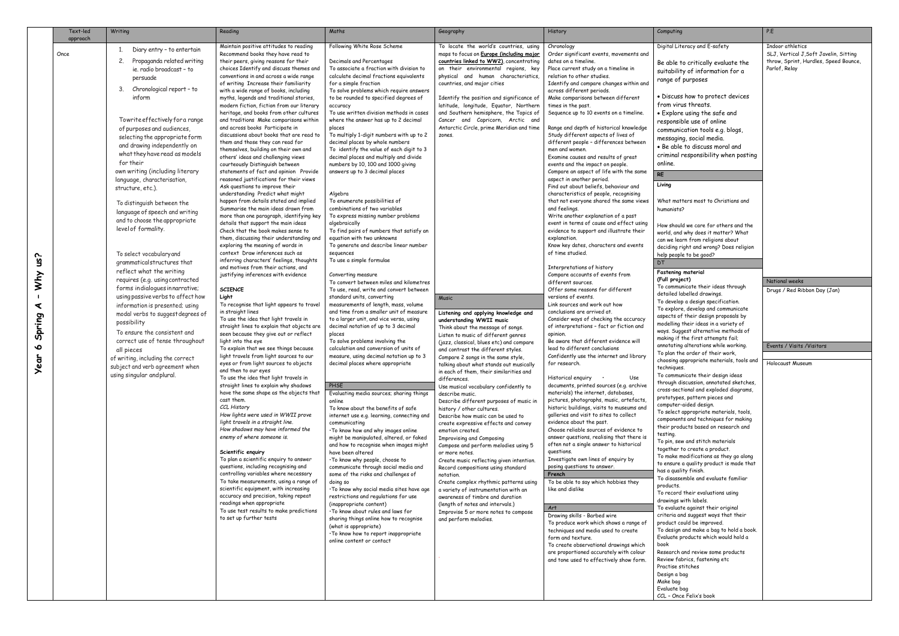| | Text-led approach | Writing | Reading | Maths | Geography | History | Computing | P.E |
|---|---|---|---|---|---|---|---|---|
| **Year 6 Spring A – Why us?** | Once | 1. Diary entry – to entertain<br>2. Propaganda related writing ie. radio broadcast – to persuade<br>3. Chronological report – to inform<br><br>To write effectively for a range of purposes and audiences, selecting the appropriate form and drawing independently on what they have read as models for their own writing (including literary language, characterisation, structure, etc.).<br><br>To distinguish between the language of speech and writing and to choose the appropriate level of formality.<br><br>To select vocabulary and grammatical structures that reflect what the writing requires (e.g. using contracted forms in dialogues in narrative; using passive verbs to affect how information is presented; using modal verbs to suggest degrees of possibility<br>To ensure the consistent and correct use of tense throughout all pieces of writing, including the correct subject and verb agreement when using singular and plural. | Maintain positive attitudes to reading Recommend books they have read to their peers, giving reasons for their choices Identify and discuss themes and conventions in and across a wide range of writing Increase their familiarity with a wide range of books, including myths, legends and traditional stories, modern fiction, fiction from our literary heritage, and books from other cultures and traditions Make comparisons within and across books Participate in discussions about books that are read to them and those they can read for themselves, building on their own and others' ideas and challenging views courteously Distinguish between statements of fact and opinion Provide reasoned justifications for their views Ask questions to improve their understanding Predict what might happen from details stated and implied Summarise the main ideas drawn from more than one paragraph, identifying key details that support the main ideas Check that the book makes sense to them, discussing their understanding and exploring the meaning of words in context Draw inferences such as inferring characters' feelings, thoughts and motives from their actions, and justifying inferences with evidence<br><br>**SCIENCE**<br>**Light**<br>To recognise that light appears to travel in straight lines<br>To use the idea that light travels in straight lines to explain that objects are seen because they give out or reflect light into the eye<br>To explain that we see things because light travels from light sources to our eyes or from light sources to objects and then to our eyes<br>To use the idea that light travels in straight lines to explain why shadows have the same shape as the objects that cast them.<br>*CCL History*<br>*How lights were used in WWII prove light travels in a straight line.*<br>*How shadows may have informed the enemy of where someone is.*<br><br>**Scientific enquiry**<br>To plan a scientific enquiry to answer questions, including recognising and controlling variables where necessary<br>To take measurements, using a range of scientific equipment, with increasing accuracy and precision, taking repeat readings when appropriate<br>To use test results to make predictions to set up further tests | Following White Rose Scheme<br><br>Decimals and Percentages<br>To associate a fraction with division to calculate decimal fractions equivalents for a simple fraction<br>To solve problems which require answers to be rounded to specified degrees of accuracy<br>To use written division methods in cases where the answer has up to 2 decimal places<br>To multiply 1-digit numbers with up to 2 decimal places by whole numbers<br>To identify the value of each digit to 3 decimal places and multiply and divide numbers by 10, 100 and 1000 giving answers up to 3 decimal places<br><br>Algebra<br>To enumerate possibilities of combinations of two variables<br>To express missing number problems algebraically<br>To find pairs of numbers that satisfy an equation with two unknowns<br>To generate and describe linear number sequences<br>To use a simple formulae<br><br>Converting measure<br>To convert between miles and kilometres<br>To use, read, write and convert between standard units, converting measurements of length, mass, volume and time from a smaller unit of measure to a larger unit, and vice versa, using decimal notation of up to 3 decimal places<br>To solve problems involving the calculation and conversion of units of measure, using decimal notation up to 3 decimal places where appropriate<br><br>**PHSE**<br>Evaluating media sources; sharing things online<br>To know about the benefits of safe internet use e.g. learning, connecting and communicating<br>• To know how and why images online might be manipulated, altered, or faked and how to recognise when images might have been altered<br>• To know why people, choose to communicate through social media and some of the risks and challenges of doing so<br>• To know why social media sites have age restrictions and regulations for use (inappropriate content)<br>• To know about rules and laws for sharing things online how to recognise (what is appropriate)<br>• To know how to report inappropriate online content or contact | To locate the world's countries, using maps to focus on **Europe (including major countries linked to WW2)**, concentrating on their environmental regions, key physical and human characteristics, countries, and major cities<br><br>Identify the position and significance of latitude, longitude, Equator, Northern and Southern hemisphere, the Topics of Cancer and Capricorn, Arctic and Antarctic Circle, prime Meridian and time zones.<br><br>**Music**<br>**Listening and applying knowledge and understanding WWII music**<br>Think about the message of songs.<br>Listen to music of different genres (jazz, classical, blues etc) and compare and contrast the different styles.<br>Compare 2 songs in the same style, talking about what stands out musically in each of them, their similarities and differences.<br>Use musical vocabulary confidently to describe music.<br>Describe different purposes of music in history / other cultures.<br>Describe how music can be used to create expressive effects and convey emotion created.<br>Improvising and Composing<br>Compose and perform melodies using 5 or more notes.<br>Create music reflecting given intention.<br>Record compositions using standard notation.<br>Create complex rhythmic patterns using a variety of instrumentation with an awareness of timbre and duration (length of notes and intervals.)<br>Improvise 5 or more notes to compose and perform melodies. | Chronology<br>Order significant events, movements and dates on a timeline.<br>Place current study on a timeline in relation to other studies.<br>Identify and compare changes within and across different periods.<br>Make comparisons between different times in the past.<br>Sequence up to 10 events on a timeline.<br><br>Range and depth of historical knowledge<br>Study different aspects of lives of different people – differences between men and women.<br>Examine causes and results of great events and the impact on people.<br>Compare an aspect of life with the same aspect in another period.<br>Find out about beliefs, behaviour and characteristics of people, recognising that not everyone shared the same views and feelings.<br>Write another explanation of a past event in terms of cause and effect using evidence to support and illustrate their explanation.<br>Know key dates, characters and events of time studied.<br><br>Interpretations of history<br>Compare accounts of events from different sources.<br>Offer some reasons for different versions of events.<br>Link sources and work out how conclusions are arrived at.<br>Consider ways of checking the accuracy of interpretations – fact or fiction and opinion.<br>Be aware that different evidence will lead to different conclusions<br>Confidently use the internet and library for research.<br><br>Historical enquiry • Use documents, printed sources (e.g. archive materials) the internet, databases, pictures, photographs, music, artefacts, historic buildings, visits to museums and galleries and visit to sites to collect evidence about the past.<br>Choose reliable sources of evidence to answer questions, realising that there is often not a single answer to historical questions.<br>Investigate own lines of enquiry by posing questions to answer.<br><br>**French**<br>To be able to say which hobbies they like and dislike<br><br>**Art**<br>Drawing skills - Barbed wire<br>To produce work which shows a range of techniques and media used to create form and texture.<br>To create observational drawings which are proportioned accurately with colour and tone used to effectively show form. | Digital Literacy and E-safety<br><br>Be able to critically evaluate the suitability of information for a range of purposes<br><br>• Discuss how to protect devices from virus threats.<br>• Explore using the safe and responsible use of online communication tools e.g. blogs, messaging, social media.<br>• Be able to discuss moral and criminal responsibility when posting online.<br><br>**RE**<br>**Living**<br><br>What matters most to Christians and humanists?<br><br>How should we care for others and the world, and why does it matter? What can we learn from religions about deciding right and wrong? Does religion help people to be good?<br><br>**DT**<br>**Fastening material**<br>**(Full project)**<br>To communicate their ideas through detailed labelled drawings.<br>To develop a design specification.<br>To explore, develop and communicate aspects of their design proposals by modelling their ideas in a variety of ways. Suggest alternative methods of making if the first attempts fail; annotating alterations while working.<br>To plan the order of their work, choosing appropriate materials, tools and techniques.<br>To communicate their design ideas through discussion, annotated sketches, cross-sectional and exploded diagrams, prototypes, pattern pieces and computer-aided design.<br>To select appropriate materials, tools, components and techniques for making their products based on research and testing.<br>To pin, sew and stitch materials together to create a product.<br>To make modifications as they go along to ensure a quality product is made that has a quality finish.<br>To disassemble and evaluate familiar products.<br>To record their evaluations using drawings with labels.<br>To evaluate against their original criteria and suggest ways that their product could be improved.<br>To design and make a bag to hold a book.<br>Evaluate products which would hold a book<br>Research and review some products<br>Review fabrics, fastening etc<br>Practise stitches<br>Design a bag<br>Make bag<br>Evaluate bag<br>CCL – Once Felix's book | Indoor athletics<br>SLJ, Vertical J, Soft Javelin, Sitting throw, Sprint, Hurdles, Speed Bounce, Parlof, Relay<br><br>**National weeks**<br>Drugs / Red Ribbon Day (Jan)<br><br>**Events / Visits /Visitors**<br>Holocaust Museum |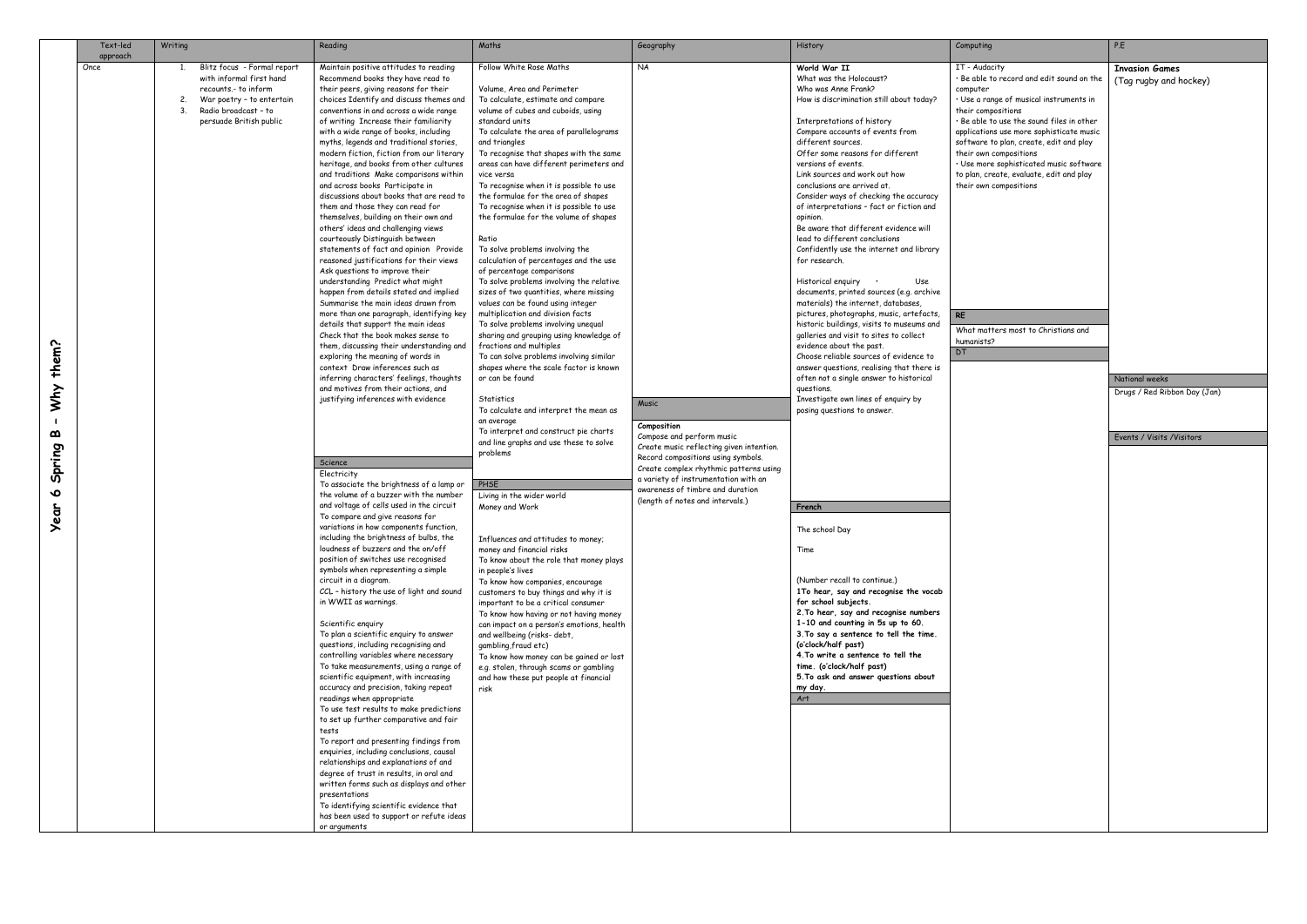# Year 6 Spring B – Why them?

| Text-led approach | Writing | Reading | Maths | Geography | History | Computing | P.E |
|---|---|---|---|---|---|---|---|
| Once | 1. Blitz focus - Formal report with informal first hand recounts.- to inform<br>2. War poetry – to entertain<br>3. Radio broadcast – to persuade British public | Maintain positive attitudes to reading Recommend books they have read to their peers, giving reasons for their choices Identify and discuss themes and conventions in and across a wide range of writing Increase their familiarity with a wide range of books, including myths, legends and traditional stories, modern fiction, fiction from our literary heritage, and books from other cultures and traditions Make comparisons within and across books Participate in discussions about books that are read to them and those they can read for themselves, building on their own and others' ideas and challenging views courteously Distinguish between statements of fact and opinion Provide reasoned justifications for their views Ask questions to improve their understanding Predict what might happen from details stated and implied Summarise the main ideas drawn from more than one paragraph, identifying key details that support the main ideas Check that the book makes sense to them, discussing their understanding and exploring the meaning of words in context Draw inferences such as inferring characters' feelings, thoughts and motives from their actions, and justifying inferences with evidence | Follow White Rose Maths<br><br>Volume, Area and Perimeter<br>To calculate, estimate and compare volume of cubes and cuboids, using standard units<br>To calculate the area of parallelograms and triangles<br>To recognise that shapes with the same areas can have different perimeters and vice versa<br>To recognise when it is possible to use the formulae for the area of shapes<br>To recognise when it is possible to use the formulae for the volume of shapes<br><br>Ratio<br>To solve problems involving the calculation of percentages and the use of percentage comparisons<br>To solve problems involving the relative sizes of two quantities, where missing values can be found using integer multiplication and division facts<br>To solve problems involving unequal sharing and grouping using knowledge of fractions and multiples<br>To can solve problems involving similar shapes where the scale factor is known or can be found<br><br>Statistics<br>To calculate and interpret the mean as an average<br>To interpret and construct pie charts and line graphs and use these to solve problems | NA | **World War II**<br>What was the Holocaust?<br>Who was Anne Frank?<br>How is discrimination still about today?<br><br>Interpretations of history<br>Compare accounts of events from different sources.<br>Offer some reasons for different versions of events.<br>Link sources and work out how conclusions are arrived at.<br>Consider ways of checking the accuracy of interpretations – fact or fiction and opinion.<br>Be aware that different evidence will lead to different conclusions<br>Confidently use the internet and library for research.<br><br>Historical enquiry · Use documents, printed sources (e.g. archive materials) the internet, databases, pictures, photographs, music, artefacts, historic buildings, visits to museums and galleries and visit to sites to collect evidence about the past.<br>Choose reliable sources of evidence to answer questions, realising that there is often not a single answer to historical questions.<br>Investigate own lines of enquiry by posing questions to answer. | IT - Audacity<br>· Be able to record and edit sound on the computer<br>· Use a range of musical instruments in their compositions<br>· Be able to use the sound files in other applications use more sophisticate music software to plan, create, edit and play their own compositions<br>· Use more sophisticated music software to plan, create, evaluate, edit and play their own compositions | **Invasion Games**<br>(Tag rugby and hockey) |
| | | | | **Music** | | **RE** | |
| | | | | **Composition**<br>Compose and perform music<br>Create music reflecting given intention.<br>Record compositions using symbols.<br>Create complex rhythmic patterns using a variety of instrumentation with an awareness of timbre and duration (length of notes and intervals.) | | What matters most to Christians and humanists? | |
| | | | | | | **DT** | **National weeks** |
| | | | | | | | Drugs / Red Ribbon Day (Jan) |
| | | | | | | | **Events / Visits /Visitors** |
| | | **Science** | **PHSE** | | **French** | | |
| | | Electricity<br>To associate the brightness of a lamp or the volume of a buzzer with the number and voltage of cells used in the circuit<br>To compare and give reasons for variations in how components function, including the brightness of bulbs, the loudness of buzzers and the on/off position of switches use recognised symbols when representing a simple circuit in a diagram.<br>CCL – history the use of light and sound in WWII as warnings.<br><br>Scientific enquiry<br>To plan a scientific enquiry to answer questions, including recognising and controlling variables where necessary<br>To take measurements, using a range of scientific equipment, with increasing accuracy and precision, taking repeat readings when appropriate<br>To use test results to make predictions to set up further comparative and fair tests<br>To report and presenting findings from enquiries, including conclusions, causal relationships and explanations of and degree of trust in results, in oral and written forms such as displays and other presentations<br>To identifying scientific evidence that has been used to support or refute ideas or arguments | Living in the wider world<br>Money and Work<br><br>Influences and attitudes to money; money and financial risks<br>To know about the role that money plays in people's lives<br>To know how companies, encourage customers to buy things and why it is important to be a critical consumer<br>To know how having or not having money can impact on a person's emotions, health and wellbeing (risks- debt, gambling,fraud etc)<br>To know how money can be gained or lost e.g. stolen, through scams or gambling and how these put people at financial risk | | The school Day<br><br>Time<br><br>(Number recall to continue.)<br>**1To hear, say and recognise the vocab for school subjects.**<br>**2.To hear, say and recognise numbers 1-10 and counting in 5s up to 60.**<br>**3.To say a sentence to tell the time. (o'clock/half past)**<br>**4.To write a sentence to tell the time. (o'clock/half past)**<br>**5.To ask and answer questions about my day.** | | |
| | | | | | **Art** | | |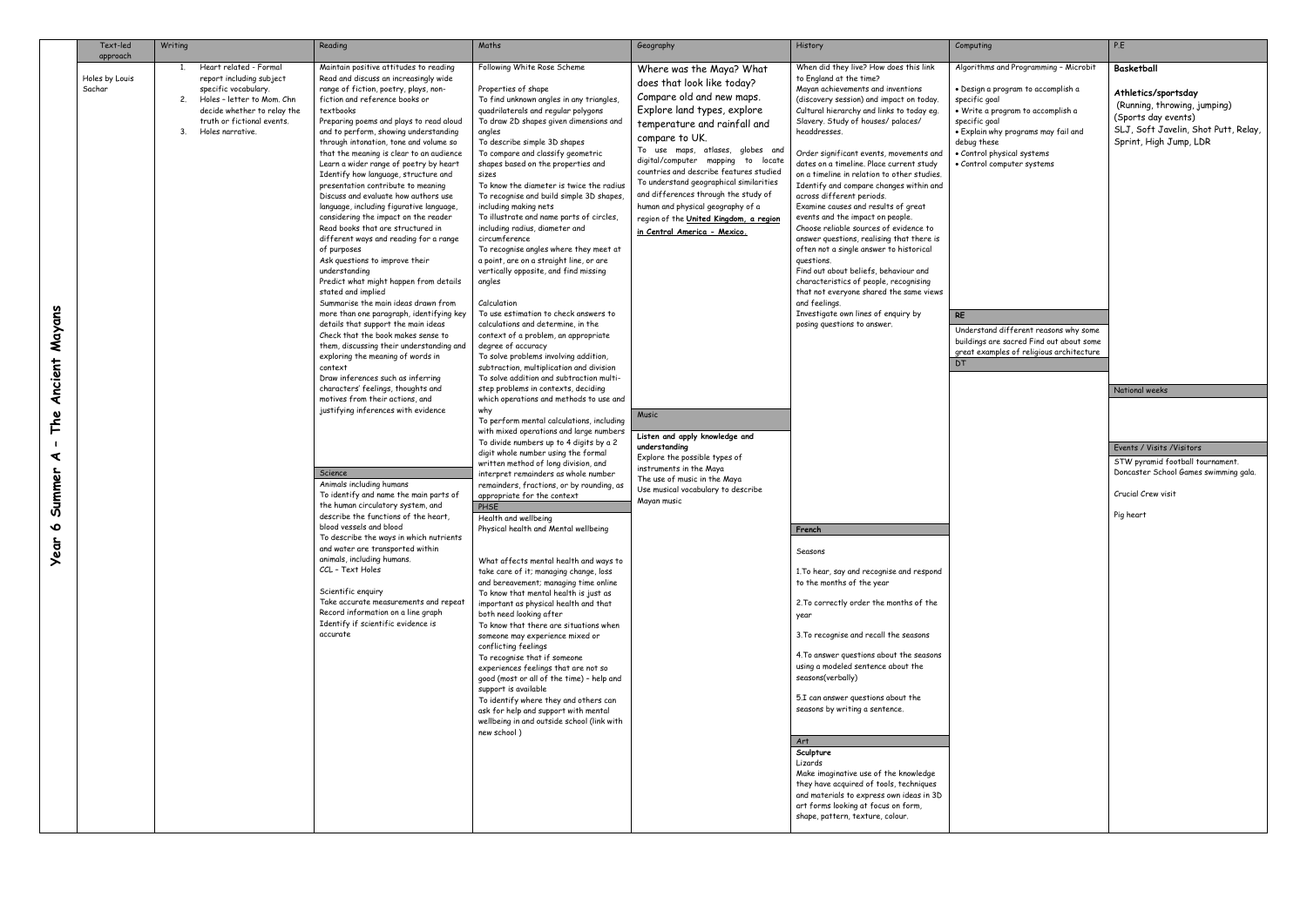# Year 6 Summer A – The Ancient Mayans

| Text-led approach | Writing | Reading | Maths | Geography | History | Computing | P.E |
|---|---|---|---|---|---|---|---|
| Holes by Louis Sachar | 1. Heart related – Formal report including subject specific vocabulary.<br>2. Holes – letter to Mom. Chn decide whether to relay the truth or fictional events.<br>3. Holes narrative. | Maintain positive attitudes to reading<br>Read and discuss an increasingly wide range of fiction, poetry, plays, non-fiction and reference books or textbooks<br>Preparing poems and plays to read aloud and to perform, showing understanding through intonation, tone and volume so that the meaning is clear to an audience<br>Learn a wider range of poetry by heart<br>Identify how language, structure and presentation contribute to meaning<br>Discuss and evaluate how authors use language, including figurative language, considering the impact on the reader<br>Read books that are structured in different ways and reading for a range of purposes<br>Ask questions to improve their understanding<br>Predict what might happen from details stated and implied<br>Summarise the main ideas drawn from more than one paragraph, identifying key details that support the main ideas<br>Check that the book makes sense to them, discussing their understanding and exploring the meaning of words in context<br>Draw inferences such as inferring characters' feelings, thoughts and motives from their actions, and justifying inferences with evidence | Following White Rose Scheme<br><br>Properties of shape<br>To find unknown angles in any triangles, quadrilaterals and regular polygons<br>To draw 2D shapes given dimensions and angles<br>To describe simple 3D shapes<br>To compare and classify geometric shapes based on the properties and sizes<br>To know the diameter is twice the radius<br>To recognise and build simple 3D shapes, including making nets<br>To illustrate and name parts of circles, including radius, diameter and circumference<br>To recognise angles where they meet at a point, are on a straight line, or are vertically opposite, and find missing angles<br><br>Calculation<br>To use estimation to check answers to calculations and determine, in the context of a problem, an appropriate degree of accuracy<br>To solve problems involving addition, subtraction, multiplication and division<br>To solve addition and subtraction multi-step problems in contexts, deciding which operations and methods to use and why<br>To perform mental calculations, including with mixed operations and large numbers<br>To divide numbers up to 4 digits by a 2 digit whole number using the formal written method of long division, and interpret remainders as whole number remainders, fractions, or by rounding, as appropriate for the context | Where was the Maya? What does that look like today?<br>Compare old and new maps.<br>Explore land types, explore temperature and rainfall and compare to UK.<br>To use maps, atlases, globes and digital/computer mapping to locate countries and describe features studied<br>To understand geographical similarities and differences through the study of human and physical geography of a region of the **United Kingdom, a region in Central America - Mexico.** | When did they live? How does this link to England at the time?<br>Mayan achievements and inventions (discovery session) and impact on today.<br>Cultural hierarchy and links to today eg. Slavery. Study of houses/ palaces/ headdresses.<br><br>Order significant events, movements and dates on a timeline. Place current study on a timeline in relation to other studies.<br>Identify and compare changes within and across different periods.<br>Examine causes and results of great events and the impact on people.<br>Choose reliable sources of evidence to answer questions, realising that there is often not a single answer to historical questions.<br>Find out about beliefs, behaviour and characteristics of people, recognising that not everyone shared the same views and feelings.<br>Investigate own lines of enquiry by posing questions to answer. | Algorithms and Programming – Microbit<br><br>• Design a program to accomplish a specific goal<br>• Write a program to accomplish a specific goal<br>• Explain why programs may fail and debug these<br>• Control physical systems<br>• Control computer systems | **Basketball**<br><br>**Athletics/sportsday**<br>(Running, throwing, jumping)<br>(Sports day events)<br>SLJ, Soft Javelin, Shot Putt, Relay, Sprint, High Jump, LDR |
| | | **Science** | **PHSE** | **Music** | **French** | **RE** | **National weeks** |
| | | Animals including humans<br>To identify and name the main parts of the human circulatory system, and describe the functions of the heart, blood vessels and blood<br>To describe the ways in which nutrients and water are transported within animals, including humans.<br>CCL – Text Holes<br><br>Scientific enquiry<br>Take accurate measurements and repeat<br>Record information on a line graph<br>Identify if scientific evidence is accurate | Health and wellbeing<br>Physical health and Mental wellbeing<br><br>What affects mental health and ways to take care of it; managing change, loss and bereavement; managing time online<br>To know that mental health is just as important as physical health and that both need looking after<br>To know that there are situations when someone may experience mixed or conflicting feelings<br>To recognise that if someone experiences feelings that are not so good (most or all of the time) – help and support is available<br>To identify where they and others can ask for help and support with mental wellbeing in and outside school (link with new school ) | **Listen and apply knowledge and understanding**<br>Explore the possible types of instruments in the Maya<br>The use of music in the Maya<br>Use musical vocabulary to describe Mayan music | Seasons<br><br>1.To hear, say and recognise and respond to the months of the year<br><br>2.To correctly order the months of the year<br><br>3.To recognise and recall the seasons<br><br>4.To answer questions about the seasons using a modeled sentence about the seasons(verbally)<br><br>5.I can answer questions about the seasons by writing a sentence. | Understand different reasons why some buildings are sacred Find out about some great examples of religious architecture | |
| | | | | | **Art** | **DT** | **Events / Visits /Visitors** |
| | | | | | **Sculpture**<br>Lizards<br>Make imaginative use of the knowledge they have acquired of tools, techniques and materials to express own ideas in 3D art forms looking at focus on form, shape, pattern, texture, colour. | | STW pyramid football tournament.<br>Doncaster School Games swimming gala.<br><br>Crucial Crew visit<br><br>Pig heart |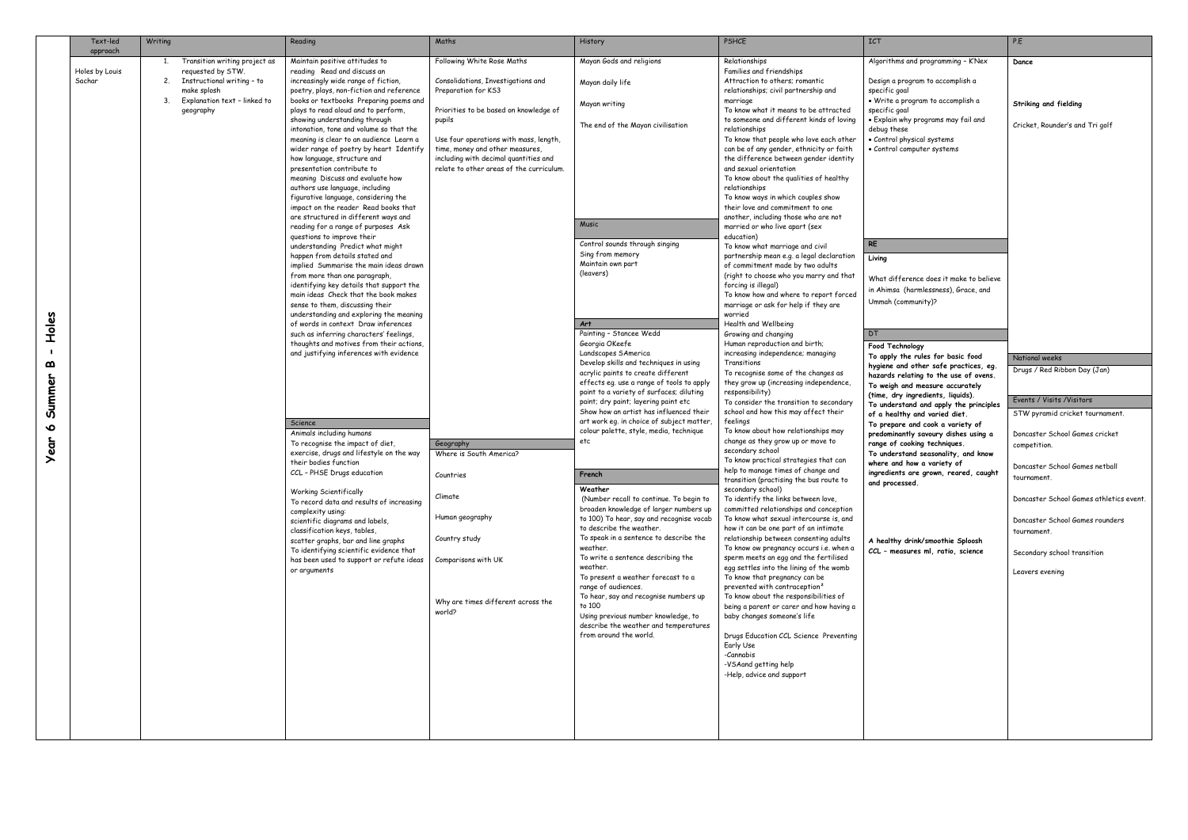# Year 6 Summer B - Holes

| Text-led approach | Writing | Reading | Maths | History | PSHCE | ICT | P.E |
|---|---|---|---|---|---|---|---|
| Holes by Louis Sachar | 1. Transition writing project as requested by STW.<br>2. Instructional writing – to make splosh<br>3. Explanation text – linked to geography | Maintain positive attitudes to reading Read and discuss an increasingly wide range of fiction, poetry, plays, non-fiction and reference books or textbooks Preparing poems and plays to read aloud and to perform, showing understanding through intonation, tone and volume so that the meaning is clear to an audience Learn a wider range of poetry by heart Identify how language, structure and presentation contribute to meaning Discuss and evaluate how authors use language, including figurative language, considering the impact on the reader Read books that are structured in different ways and reading for a range of purposes Ask questions to improve their understanding Predict what might happen from details stated and implied Summarise the main ideas drawn from more than one paragraph, identifying key details that support the main ideas Check that the book makes sense to them, discussing their understanding and exploring the meaning of words in context Draw inferences such as inferring characters' feelings, thoughts and motives from their actions, and justifying inferences with evidence | Following White Rose Maths<br><br>Consolidations, Investigations and Preparation for KS3<br><br>Priorities to be based on knowledge of pupils<br><br>Use four operations with mass, length, time, money and other measures, including with decimal quantities and relate to other areas of the curriculum. | Mayan Gods and religions<br><br>Mayan daily life<br><br>Mayan writing<br><br>The end of the Mayan civilisation | Relationships<br>Families and friendships<br>Attraction to others; romantic relationships; civil partnership and marriage<br>To know what it means to be attracted to someone and different kinds of loving relationships<br>To know that people who love each other can be of any gender, ethnicity or faith the difference between gender identity and sexual orientation<br>To know about the qualities of healthy relationships<br>To know ways in which couples show their love and commitment to one another, including those who are not married or who live apart (sex education)<br>To know what marriage and civil partnership mean e.g. a legal declaration of commitment made by two adults (right to choose who you marry and that forcing is illegal)<br>To know how and where to report forced marriage or ask for help if they are worried<br>Health and Wellbeing<br>Growing and changing<br>Human reproduction and birth; increasing independence; managing Transitions<br>To recognise some of the changes as they grow up (increasing independence, responsibility)<br>To consider the transition to secondary school and how this may affect their feelings<br>To know about how relationships may change as they grow up or move to secondary school<br>To know practical strategies that can help to manage times of change and transition (practising the bus route to secondary school)<br>To identify the links between love, committed relationships and conception<br>To know what sexual intercourse is, and how it can be one part of an intimate relationship between consenting adults<br>To know ow pregnancy occurs i.e. when a sperm meets an egg and the fertilised egg settles into the lining of the womb<br>To know that pregnancy can be prevented with contraception[2]<br>To know about the responsibilities of being a parent or carer and how having a baby changes someone's life<br><br>Drugs Education CCL Science Preventing Early Use<br>-Cannabis<br>-VSAand getting help<br>-Help, advice and support | Algorithms and programming – K'Nex<br><br>Design a program to accomplish a specific goal<br>• Write a program to accomplish a specific goal<br>• Explain why programs may fail and debug these<br>• Control physical systems<br>• Control computer systems | **Dance**<br><br>**Striking and fielding**<br><br>Cricket, Rounder's and Tri golf |
| | | **Science**<br>Animals including humans<br>To recognise the impact of diet, exercise, drugs and lifestyle on the way their bodies function<br>CCL – PHSE Drugs education<br><br>Working Scientifically<br>To record data and results of increasing complexity using:<br>scientific diagrams and labels, classification keys, tables, scatter graphs, bar and line graphs<br>To identifying scientific evidence that has been used to support or refute ideas or arguments | **Geography**<br>Where is South America?<br><br>Countries<br><br>Climate<br><br>Human geography<br><br>Country study<br><br>Comparisons with UK<br><br>Why are times different across the world? | **Music**<br>Control sounds through singing<br>Sing from memory<br>Maintain own part<br>(leavers)<br><br>**Art**<br>Painting – Stancee Wedd<br>Georgia OKeefe<br>Landscapes SAmerica<br>Develop skills and techniques in using acrylic paints to create different effects eg. use a range of tools to apply paint to a variety of surfaces; diluting paint; dry paint; layering paint etc<br>Show how an artist has influenced their art work eg. in choice of subject matter, colour palette, style, media, technique etc<br><br>**French**<br>**Weather**<br>(Number recall to continue. To begin to broaden knowledge of larger numbers up to 100) To hear, say and recognise vocab to describe the weather.<br>To speak in a sentence to describe the weather.<br>To write a sentence describing the weather.<br>To present a weather forecast to a range of audiences.<br>To hear, say and recognise numbers up to 100<br>Using previous number knowledge, to describe the weather and temperatures from around the world. | | **RE**<br>**Living**<br><br>What difference does it make to believe in Ahimsa (harmlessness), Grace, and Ummah (community)?<br><br>**DT**<br>**Food Technology**<br>**To apply the rules for basic food hygiene and other safe practices, eg. hazards relating to the use of ovens.**<br>**To weigh and measure accurately (time, dry ingredients, liquids).**<br>**To understand and apply the principles of a healthy and varied diet.**<br>**To prepare and cook a variety of predominantly savoury dishes using a range of cooking techniques.**<br>**To understand seasonality, and know where and how a variety of ingredients are grown, reared, caught and processed.**<br><br>**A healthy drink/smoothie Sploosh**<br>**CCL – measures ml, ratio, science** | **National weeks**<br>Drugs / Red Ribbon Day (Jan)<br><br>**Events / Visits /Visitors**<br>STW pyramid cricket tournament.<br><br>Doncaster School Games cricket competition.<br><br>Doncaster School Games netball tournament.<br><br>Doncaster School Games athletics event.<br><br>Doncaster School Games rounders tournament.<br><br>Secondary school transition<br><br>Leavers evening |